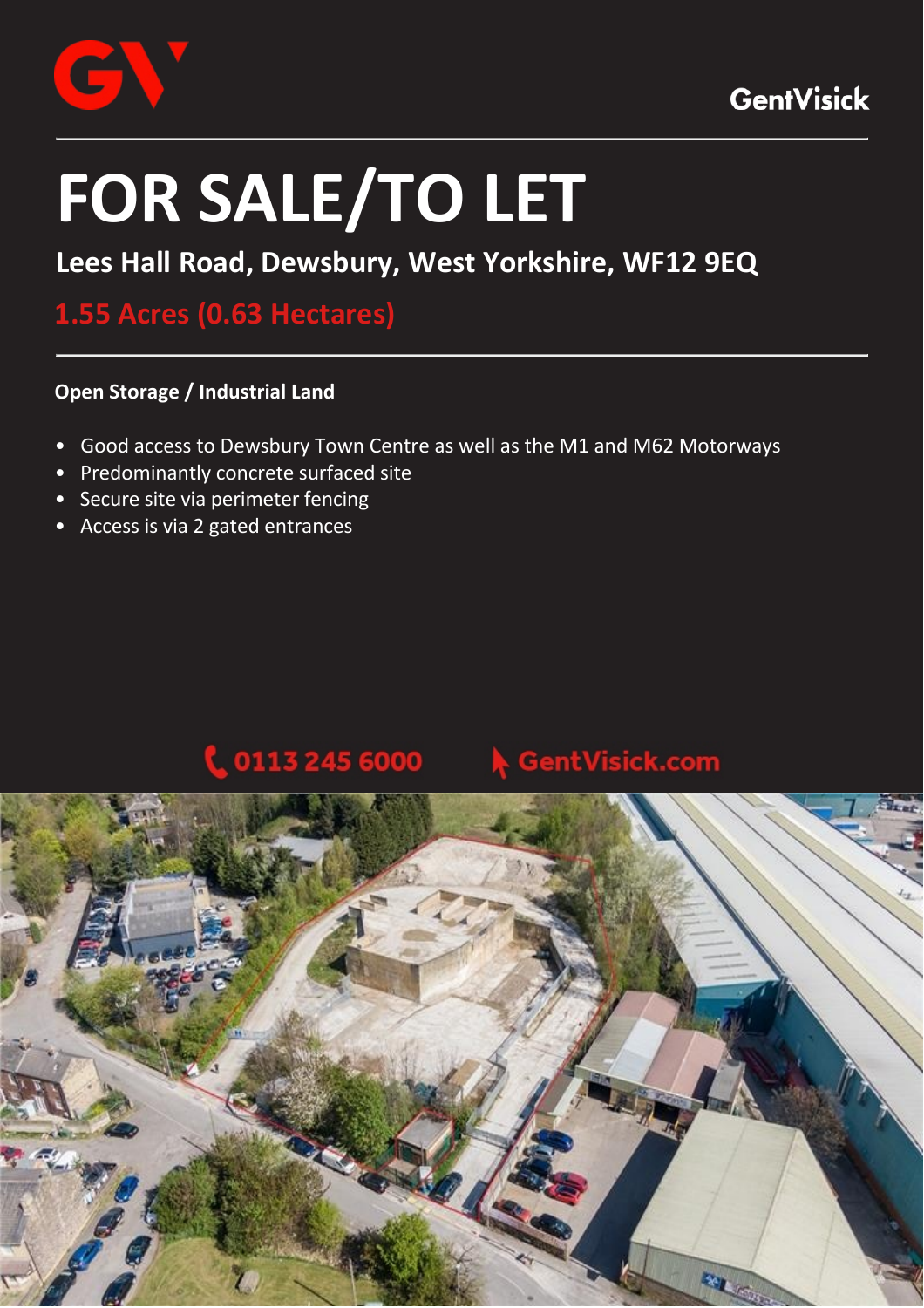GentVisick

# FOR SALE/TO LET

## Lees Hall Road, Dewsbury, West Yorkshire, WF12 9EQ

## 1.55 Acres (0.63 Hectares)

**Open Storage / Industrial Land**

- Good access to Dewsbury Town Centre as well as the M1 and M62 Motorways
- Predominantly concrete surfaced site
- Secure site via perimeter fencing
- Access is via 2 gated entrances

0113 245 6000 GentVisick.com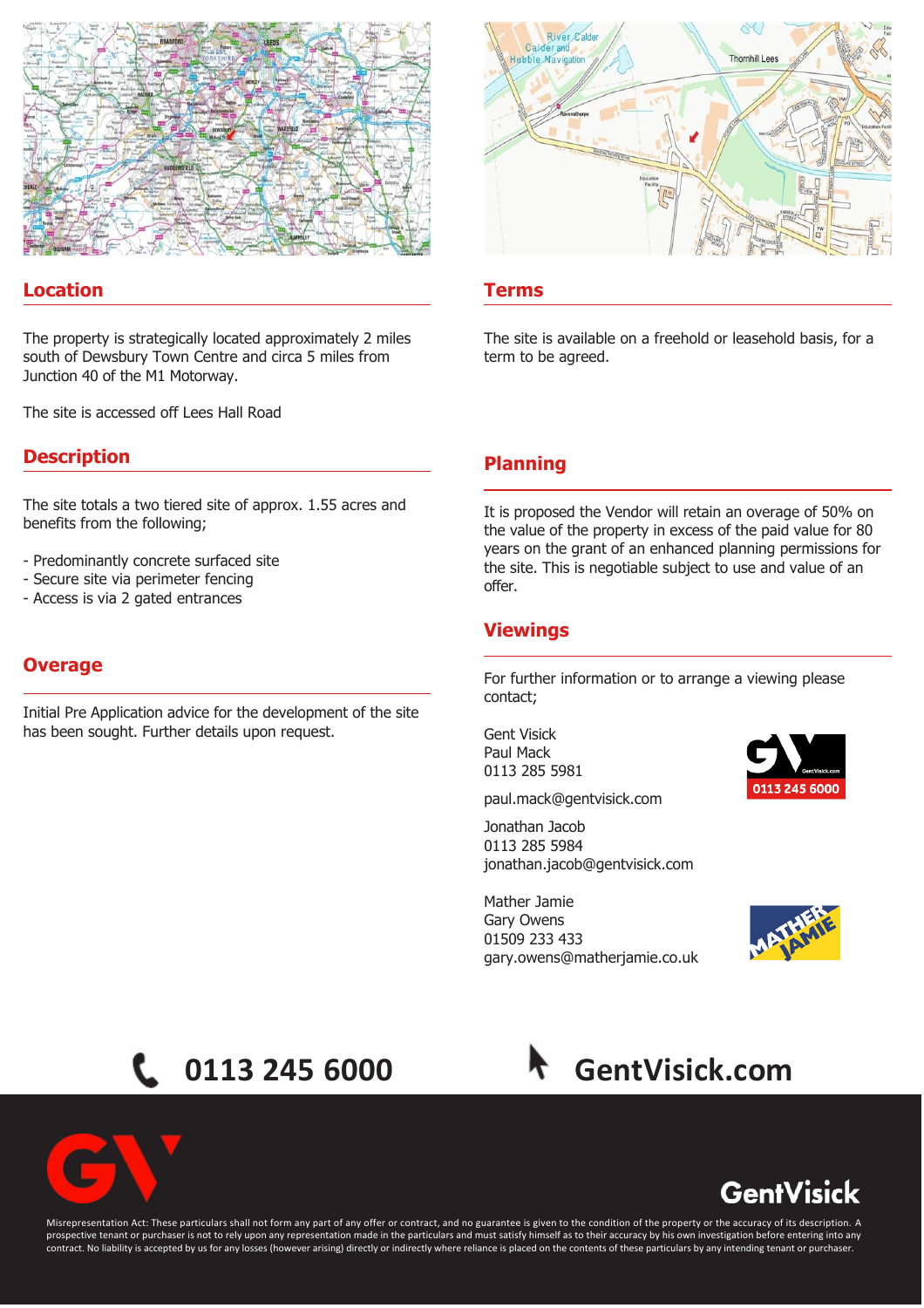## Location

The property is strategically located approximately 2 miles south of Dewsbury Town Centre and circa 5 miles from Junction 40 of the M1 Motorway.

The site is accessed off Lees Hall Road

## Description

The site totals a two tiered site of approx. 1.55 acres and benefits from the following;

- Predominantly concrete surfaced site
- Secure site via perimeter fencing
- Access is via 2 gated entrances

## Overage

Initial Pre Application advice for the development of the site has been sought. Further details upon request.

## Terms

The site is available on a freehold or leasehold basis, for a term to be agreed.

## Planning

It is proposed the Vendor will retain an overage of 50% on the value of the property in excess of the paid value for 80 years on the grant of an enhanced planning permissions for the site. This is negotiable subject to use and value of an offer.

## Viewings

For further information or to arrange a viewing please contact;

Gent Visick
Paul Mack
0113 285 5981

paul.mack@gentvisick.com

Jonathan Jacob
0113 285 5984
jonathan.jacob@gentvisick.com

Mather Jamie
Gary Owens
01509 233 433
gary.owens@matherjamie.co.uk

0113 245 6000

GentVisick.com

Misrepresentation Act: These particulars shall not form any part of any offer or contract, and no guarantee is given to the condition of the property or the accuracy of its description. A prospective tenant or purchaser is not to rely upon any representation made in the particulars and must satisfy himself as to their accuracy by his own investigation before entering into any contract. No liability is accepted by us for any losses (however arising) directly or indirectly where reliance is placed on the contents of these particulars by any intending tenant or purchaser.